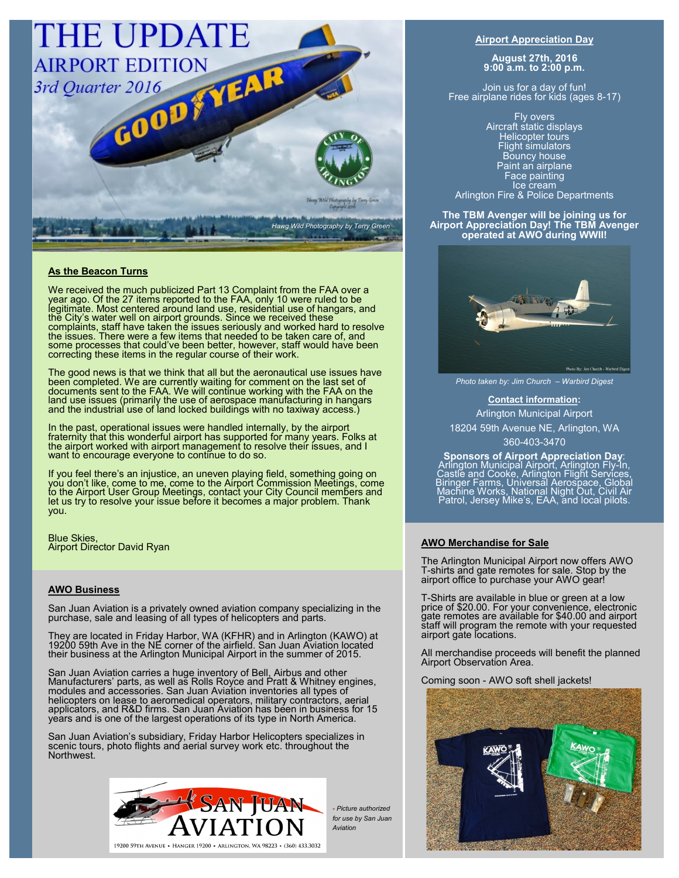# THE UPDATE

## AIRPORT EDITION

*3rd Quarter 2016*

*Hawg Wild Photography by Terry Green*

### As the Beacon Turns

We received the much publicized Part 13 Complaint from the FAA over a year ago. Of the 27 items reported to the FAA, only 10 were ruled to be legitimate. Most centered around land use, residential use of hangars, and the City's water well on airport grounds. Since we received these complaints, staff have taken the issues seriously and worked hard to resolve the issues. There were a few items that needed to be taken care of, and some processes that could've been better, however, staff would have been correcting these items in the regular course of their work.

The good news is that we think that all but the aeronautical use issues have been completed. We are currently waiting for comment on the last set of documents sent to the FAA. We will continue working with the FAA on the land use issues (primarily the use of aerospace manufacturing in hangars and the industrial use of land locked buildings with no taxiway access.)

In the past, operational issues were handled internally, by the airport fraternity that this wonderful airport has supported for many years. Folks at the airport worked with airport management to resolve their issues, and I want to encourage everyone to continue to do so.

If you feel there's an injustice, an uneven playing field, something going on you don't like, come to me, come to the Airport Commission Meetings, come to the Airport User Group Meetings, contact your City Council members and let us try to resolve your issue before it becomes a major problem. Thank you.

Blue Skies,
Airport Director David Ryan

### AWO Business

San Juan Aviation is a privately owned aviation company specializing in the purchase, sale and leasing of all types of helicopters and parts.

They are located in Friday Harbor, WA (KFHR) and in Arlington (KAWO) at 19200 59th Ave in the NE corner of the airfield. San Juan Aviation located their business at the Arlington Municipal Airport in the summer of 2015.

San Juan Aviation carries a huge inventory of Bell, Airbus and other Manufacturers' parts, as well as Rolls Royce and Pratt & Whitney engines, modules and accessories. San Juan Aviation inventories all types of helicopters on lease to aeromedical operators, military contractors, aerial applicators, and R&D firms. San Juan Aviation has been in business for 15 years and is one of the largest operations of its type in North America.

San Juan Aviation's subsidiary, Friday Harbor Helicopters specializes in scenic tours, photo flights and aerial survey work etc. throughout the Northwest.

SAN JUAN AVIATION
19200 59th Avenue • Hanger 19200 • Arlington, WA 98223 • (360) 433.3032

*- Picture authorized for use by San Juan Aviation*

### Airport Appreciation Day

**August 27th, 2016**
**9:00 a.m. to 2:00 p.m.**

Join us for a day of fun!
Free airplane rides for kids (ages 8-17)

Fly overs
Aircraft static displays
Helicopter tours
Flight simulators
Bouncy house
Paint an airplane
Face painting
Ice cream
Arlington Fire & Police Departments

**The TBM Avenger will be joining us for Airport Appreciation Day! The TBM Avenger operated at AWO during WWII!**

*Photo taken by: Jim Church – Warbird Digest*

**Contact information:**
Arlington Municipal Airport
18204 59th Avenue NE, Arlington, WA
360-403-3470

**Sponsors of Airport Appreciation Day**: Arlington Municipal Airport, Arlington Fly-In, Castle and Cooke, Arlington Flight Services, Biringer Farms, Universal Aerospace, Global Machine Works, National Night Out, Civil Air Patrol, Jersey Mike's, EAA, and local pilots.

### AWO Merchandise for Sale

The Arlington Municipal Airport now offers AWO T-shirts and gate remotes for sale. Stop by the airport office to purchase your AWO gear!

T-Shirts are available in blue or green at a low price of $20.00. For your convenience, electronic gate remotes are available for $40.00 and airport staff will program the remote with your requested airport gate locations.

All merchandise proceeds will benefit the planned Airport Observation Area.

Coming soon - AWO soft shell jackets!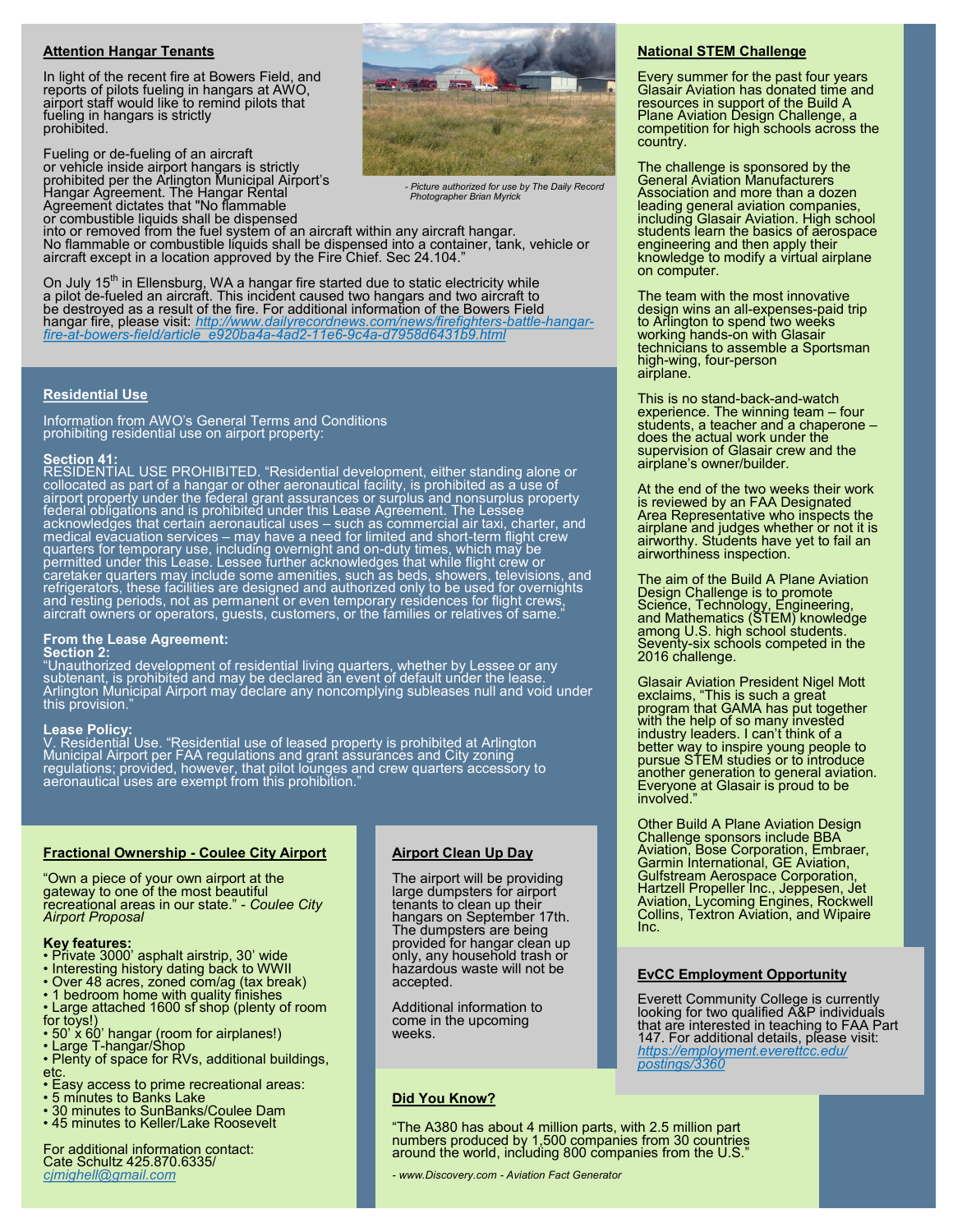## Attention Hangar Tenants

In light of the recent fire at Bowers Field, and reports of pilots fueling in hangars at AWO, airport staff would like to remind pilots that fueling in hangars is strictly prohibited.

Fueling or de-fueling of an aircraft or vehicle inside airport hangars is strictly prohibited per the Arlington Municipal Airport's Hangar Agreement. The Hangar Rental Agreement dictates that "No flammable or combustible liquids shall be dispensed into or removed from the fuel system of an aircraft within any aircraft hangar. No flammable or combustible liquids shall be dispensed into a container, tank, vehicle or aircraft except in a location approved by the Fire Chief. Sec 24.104."

*- Picture authorized for use by The Daily Record Photographer Brian Myrick*

On July 15th in Ellensburg, WA a hangar fire started due to static electricity while a pilot de-fueled an aircraft. This incident caused two hangars and two aircraft to be destroyed as a result of the fire. For additional information of the Bowers Field hangar fire, please visit: *http://www.dailyrecordnews.com/news/firefighters-battle-hangar-fire-at-bowers-field/article_e920ba4a-4ad2-11e6-9c4a-d7958d6431b9.html*

## Residential Use

Information from AWO's General Terms and Conditions prohibiting residential use on airport property:

**Section 41:**
RESIDENTIAL USE PROHIBITED. "Residential development, either standing alone or collocated as part of a hangar or other aeronautical facility, is prohibited as a use of airport property under the federal grant assurances or surplus and nonsurplus property federal obligations and is prohibited under this Lease Agreement. The Lessee acknowledges that certain aeronautical uses – such as commercial air taxi, charter, and medical evacuation services – may have a need for limited and short-term flight crew quarters for temporary use, including overnight and on-duty times, which may be permitted under this Lease. Lessee further acknowledges that while flight crew or caretaker quarters may include some amenities, such as beds, showers, televisions, and refrigerators, these facilities are designed and authorized only to be used for overnights and resting periods, not as permanent or even temporary residences for flight crews, aircraft owners or operators, guests, customers, or the families or relatives of same."

**From the Lease Agreement:**
**Section 2:**
"Unauthorized development of residential living quarters, whether by Lessee or any subtenant, is prohibited and may be declared an event of default under the lease. Arlington Municipal Airport may declare any noncomplying subleases null and void under this provision."

**Lease Policy:**
V. Residential Use. "Residential use of leased property is prohibited at Arlington Municipal Airport per FAA regulations and grant assurances and City zoning regulations; provided, however, that pilot lounges and crew quarters accessory to aeronautical uses are exempt from this prohibition."

## Fractional Ownership - Coulee City Airport

"Own a piece of your own airport at the gateway to one of the most beautiful recreational areas in our state." - *Coulee City Airport Proposal*

**Key features:**
- Private 3000' asphalt airstrip, 30' wide
- Interesting history dating back to WWII
- Over 48 acres, zoned com/ag (tax break)
- 1 bedroom home with quality finishes
- Large attached 1600 sf shop (plenty of room for toys!)
- 50' x 60' hangar (room for airplanes!)
- Large T-hangar/Shop
- Plenty of space for RVs, additional buildings, etc.
- Easy access to prime recreational areas:
- 5 minutes to Banks Lake
- 30 minutes to SunBanks/Coulee Dam
- 45 minutes to Keller/Lake Roosevelt

For additional information contact:
Cate Schultz 425.870.6335/
*cjmighell@gmail.com*

## Airport Clean Up Day

The airport will be providing large dumpsters for airport tenants to clean up their hangars on September 17th. The dumpsters are being provided for hangar clean up only, any household trash or hazardous waste will not be accepted.

Additional information to come in the upcoming weeks.

## Did You Know?

"The A380 has about 4 million parts, with 2.5 million part numbers produced by 1,500 companies from 30 countries around the world, including 800 companies from the U.S."

*- www.Discovery.com - Aviation Fact Generator*

## National STEM Challenge

Every summer for the past four years Glasair Aviation has donated time and resources in support of the Build A Plane Aviation Design Challenge, a competition for high schools across the country.

The challenge is sponsored by the General Aviation Manufacturers Association and more than a dozen leading general aviation companies, including Glasair Aviation. High school students learn the basics of aerospace engineering and then apply their knowledge to modify a virtual airplane on computer.

The team with the most innovative design wins an all-expenses-paid trip to Arlington to spend two weeks working hands-on with Glasair technicians to assemble a Sportsman high-wing, four-person airplane.

This is no stand-back-and-watch experience. The winning team – four students, a teacher and a chaperone – does the actual work under the supervision of Glasair crew and the airplane's owner/builder.

At the end of the two weeks their work is reviewed by an FAA Designated Area Representative who inspects the airplane and judges whether or not it is airworthy. Students have yet to fail an airworthiness inspection.

The aim of the Build A Plane Aviation Design Challenge is to promote Science, Technology, Engineering, and Mathematics (STEM) knowledge among U.S. high school students. Seventy-six schools competed in the 2016 challenge.

Glasair Aviation President Nigel Mott exclaims, "This is such a great program that GAMA has put together with the help of so many invested industry leaders. I can't think of a better way to inspire young people to pursue STEM studies or to introduce another generation to general aviation. Everyone at Glasair is proud to be involved."

Other Build A Plane Aviation Design Challenge sponsors include BBA Aviation, Bose Corporation, Embraer, Garmin International, GE Aviation, Gulfstream Aerospace Corporation, Hartzell Propeller Inc., Jeppesen, Jet Aviation, Lycoming Engines, Rockwell Collins, Textron Aviation, and Wipaire Inc.

## EvCC Employment Opportunity

Everett Community College is currently looking for two qualified A&P individuals that are interested in teaching to FAA Part 147. For additional details, please visit: *https://employment.everettcc.edu/postings/3360*